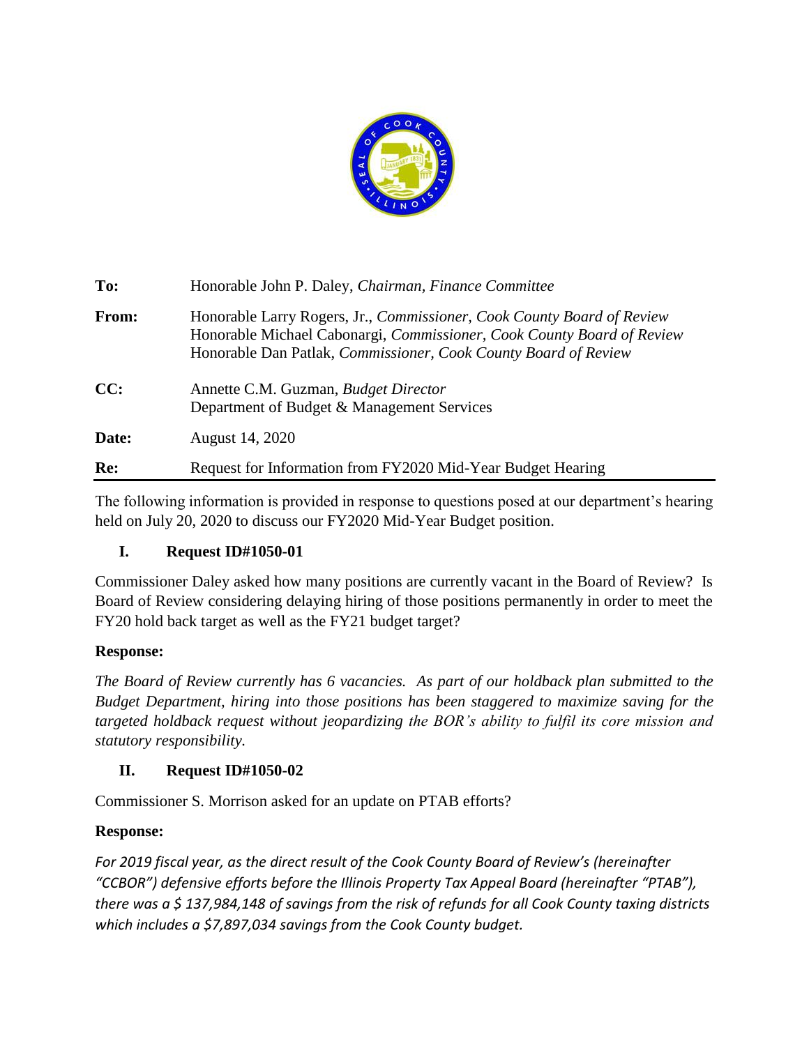| | |
|---|---|
| **To:** | Honorable John P. Daley, *Chairman, Finance Committee* |
| **From:** | Honorable Larry Rogers, Jr., *Commissioner, Cook County Board of Review*<br>Honorable Michael Cabonargi, *Commissioner, Cook County Board of Review*<br>Honorable Dan Patlak, *Commissioner, Cook County Board of Review* |
| **CC:** | Annette C.M. Guzman, *Budget Director*<br>Department of Budget & Management Services |
| **Date:** | August 14, 2020 |
| **Re:** | Request for Information from FY2020 Mid-Year Budget Hearing |

The following information is provided in response to questions posed at our department's hearing held on July 20, 2020 to discuss our FY2020 Mid-Year Budget position.

## I. Request ID#1050-01

Commissioner Daley asked how many positions are currently vacant in the Board of Review? Is Board of Review considering delaying hiring of those positions permanently in order to meet the FY20 hold back target as well as the FY21 budget target?

**Response:**

*The Board of Review currently has 6 vacancies. As part of our holdback plan submitted to the Budget Department, hiring into those positions has been staggered to maximize saving for the targeted holdback request without jeopardizing the BOR's ability to fulfil its core mission and statutory responsibility.*

## II. Request ID#1050-02

Commissioner S. Morrison asked for an update on PTAB efforts?

**Response:**

*For 2019 fiscal year, as the direct result of the Cook County Board of Review's (hereinafter "CCBOR") defensive efforts before the Illinois Property Tax Appeal Board (hereinafter "PTAB"), there was a $ 137,984,148 of savings from the risk of refunds for all Cook County taxing districts which includes a $7,897,034 savings from the Cook County budget.*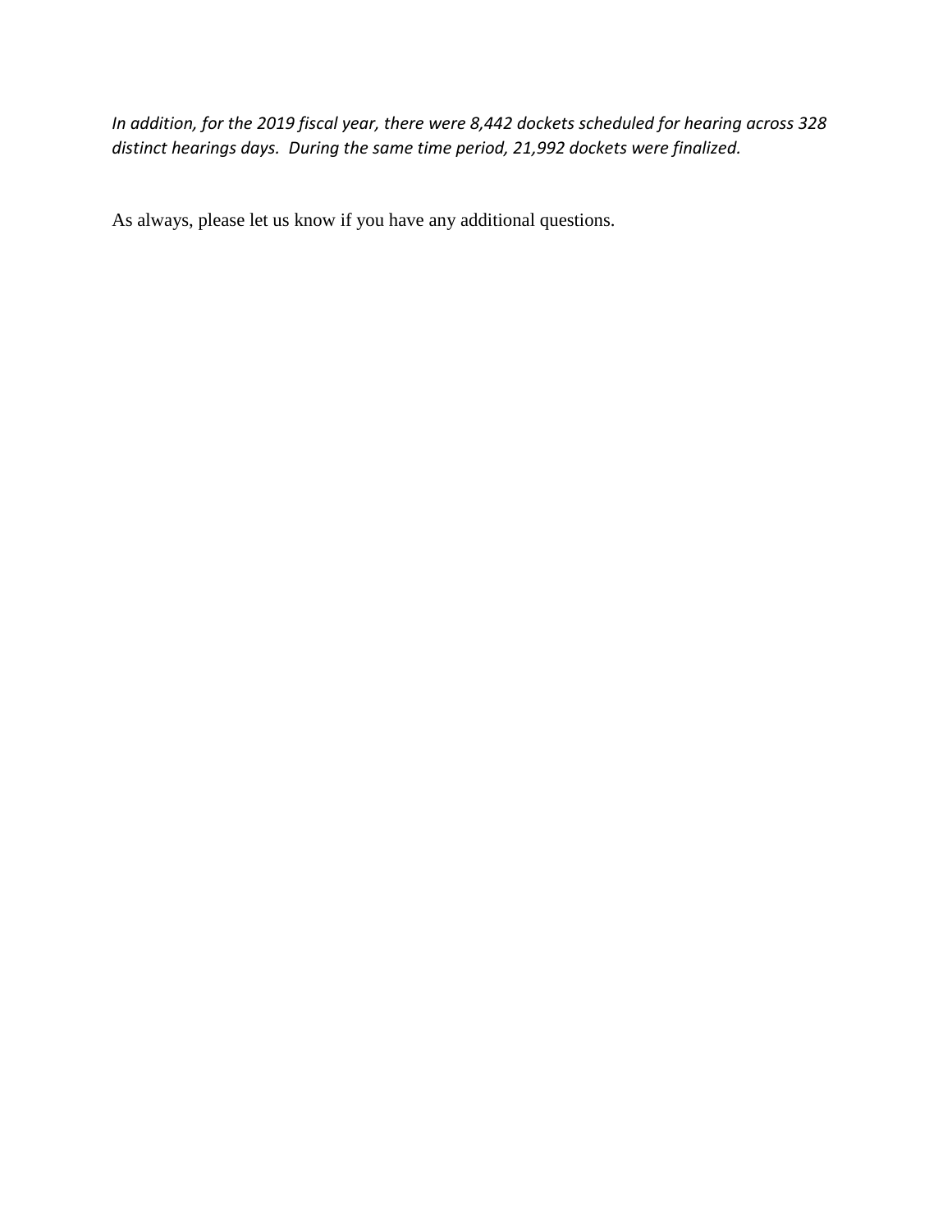*In addition, for the 2019 fiscal year, there were 8,442 dockets scheduled for hearing across 328 distinct hearings days.  During the same time period, 21,992 dockets were finalized.*

As always, please let us know if you have any additional questions.